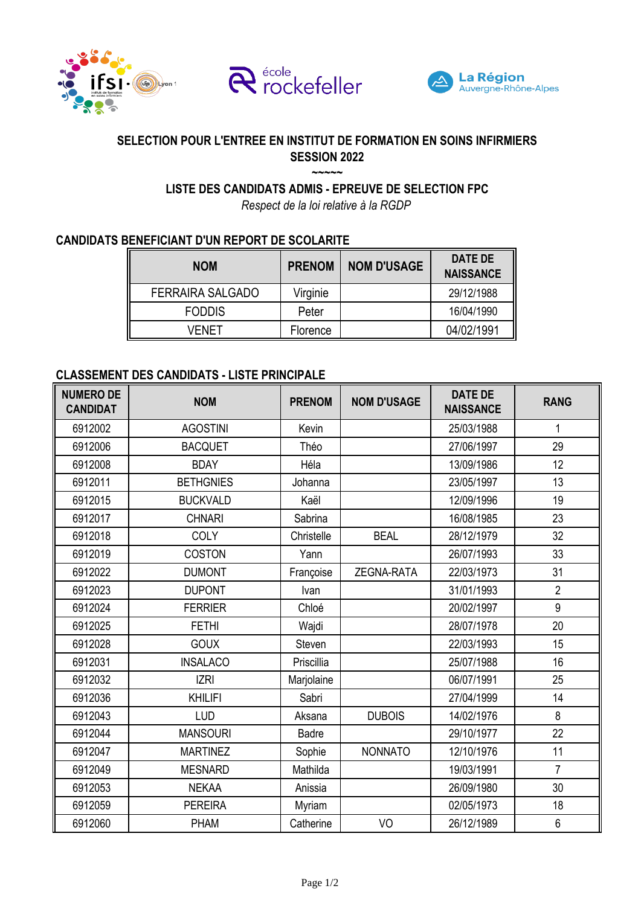**SELECTION POUR L'ENTREE EN INSTITUT DE FORMATION EN SOINS INFIRMIERS**
**SESSION 2022**

~~~~~

**LISTE DES CANDIDATS ADMIS - EPREUVE DE SELECTION FPC**

*Respect de la loi relative à la RGDP*

## CANDIDATS BENEFICIANT D'UN REPORT DE SCOLARITE

| NOM | PRENOM | NOM D'USAGE | DATE DE NAISSANCE |
|---|---|---|---|
| FERRAIRA SALGADO | Virginie | | 29/12/1988 |
| FODDIS | Peter | | 16/04/1990 |
| VENET | Florence | | 04/02/1991 |

## CLASSEMENT DES CANDIDATS - LISTE PRINCIPALE

| NUMERO DE CANDIDAT | NOM | PRENOM | NOM D'USAGE | DATE DE NAISSANCE | RANG |
|---|---|---|---|---|---|
| 6912002 | AGOSTINI | Kevin | | 25/03/1988 | 1 |
| 6912006 | BACQUET | Théo | | 27/06/1997 | 29 |
| 6912008 | BDAY | Héla | | 13/09/1986 | 12 |
| 6912011 | BETHGNIES | Johanna | | 23/05/1997 | 13 |
| 6912015 | BUCKVALD | Kaël | | 12/09/1996 | 19 |
| 6912017 | CHNARI | Sabrina | | 16/08/1985 | 23 |
| 6912018 | COLY | Christelle | BEAL | 28/12/1979 | 32 |
| 6912019 | COSTON | Yann | | 26/07/1993 | 33 |
| 6912022 | DUMONT | Françoise | ZEGNA-RATA | 22/03/1973 | 31 |
| 6912023 | DUPONT | Ivan | | 31/01/1993 | 2 |
| 6912024 | FERRIER | Chloé | | 20/02/1997 | 9 |
| 6912025 | FETHI | Wajdi | | 28/07/1978 | 20 |
| 6912028 | GOUX | Steven | | 22/03/1993 | 15 |
| 6912031 | INSALACO | Priscillia | | 25/07/1988 | 16 |
| 6912032 | IZRI | Marjolaine | | 06/07/1991 | 25 |
| 6912036 | KHILIFI | Sabri | | 27/04/1999 | 14 |
| 6912043 | LUD | Aksana | DUBOIS | 14/02/1976 | 8 |
| 6912044 | MANSOURI | Badre | | 29/10/1977 | 22 |
| 6912047 | MARTINEZ | Sophie | NONNATO | 12/10/1976 | 11 |
| 6912049 | MESNARD | Mathilda | | 19/03/1991 | 7 |
| 6912053 | NEKAA | Anissia | | 26/09/1980 | 30 |
| 6912059 | PEREIRA | Myriam | | 02/05/1973 | 18 |
| 6912060 | PHAM | Catherine | VO | 26/12/1989 | 6 |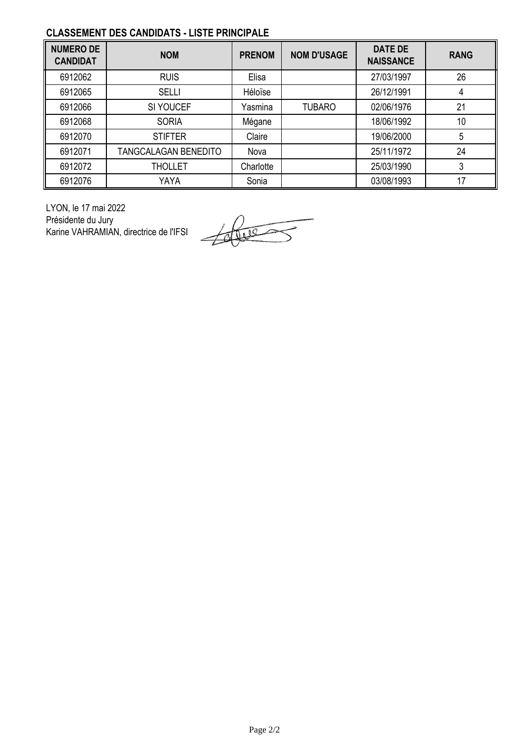**CLASSEMENT DES CANDIDATS - LISTE PRINCIPALE**

| NUMERO DE CANDIDAT | NOM | PRENOM | NOM D'USAGE | DATE DE NAISSANCE | RANG |
|---|---|---|---|---|---|
| 6912062 | RUIS | Elisa | | 27/03/1997 | 26 |
| 6912065 | SELLI | Héloïse | | 26/12/1991 | 4 |
| 6912066 | SI YOUCEF | Yasmina | TUBARO | 02/06/1976 | 21 |
| 6912068 | SORIA | Mégane | | 18/06/1992 | 10 |
| 6912070 | STIFTER | Claire | | 19/06/2000 | 5 |
| 6912071 | TANGCALAGAN BENEDITO | Nova | | 25/11/1972 | 24 |
| 6912072 | THOLLET | Charlotte | | 25/03/1990 | 3 |
| 6912076 | YAYA | Sonia | | 03/08/1993 | 17 |

LYON, le 17 mai 2022
Présidente du Jury
Karine VAHRAMIAN, directrice de l'IFSI